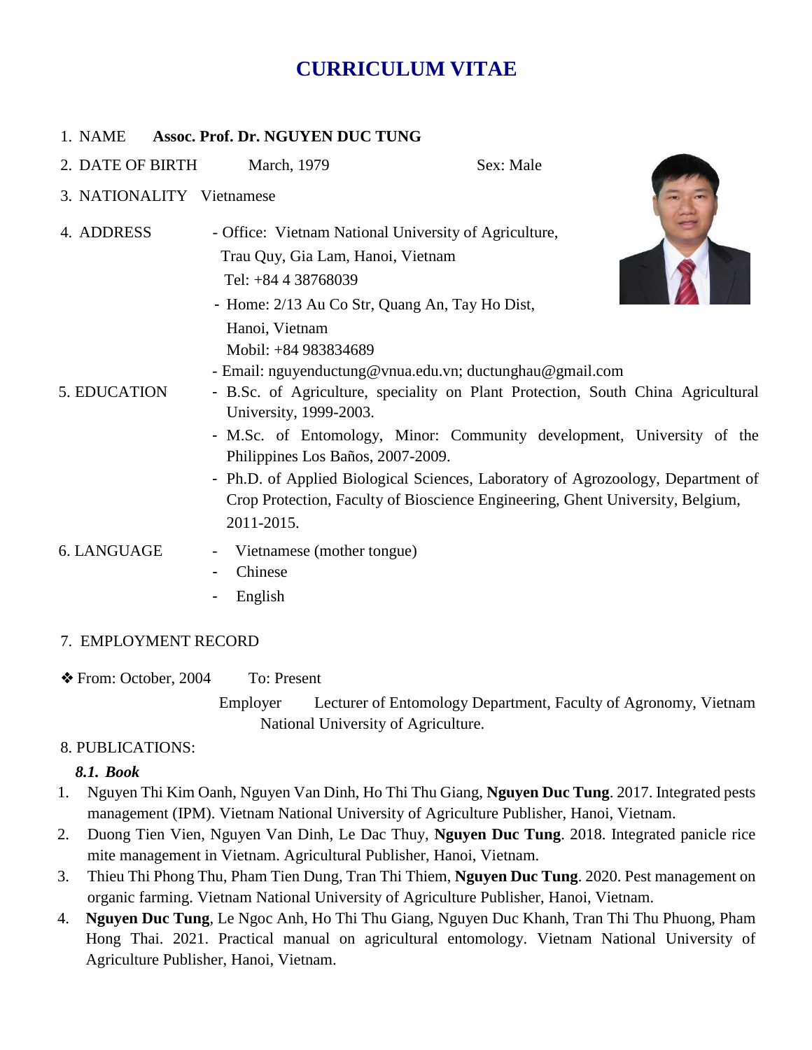# CURRICULUM VITAE

1. NAME **Assoc. Prof. Dr. NGUYEN DUC TUNG**
2. DATE OF BIRTH March, 1979 Sex: Male
3. NATIONALITY Vietnamese
4. ADDRESS
   - Office: Vietnam National University of Agriculture, Trau Quy, Gia Lam, Hanoi, Vietnam
     Tel: +84 4 38768039
   - Home: 2/13 Au Co Str, Quang An, Tay Ho Dist, Hanoi, Vietnam
     Mobil: +84 983834689
   - Email: nguyenductung@vnua.edu.vn; ductunghau@gmail.com
5. EDUCATION
   - B.Sc. of Agriculture, speciality on Plant Protection, South China Agricultural University, 1999-2003.
   - M.Sc. of Entomology, Minor: Community development, University of the Philippines Los Baños, 2007-2009.
   - Ph.D. of Applied Biological Sciences, Laboratory of Agrozoology, Department of Crop Protection, Faculty of Bioscience Engineering, Ghent University, Belgium, 2011-2015.
6. LANGUAGE
   - Vietnamese (mother tongue)
   - Chinese
   - English
7. EMPLOYMENT RECORD

❖ From: October, 2004 To: Present

Employer Lecturer of Entomology Department, Faculty of Agronomy, Vietnam National University of Agriculture.

8. PUBLICATIONS:

***8.1. Book***

1. Nguyen Thi Kim Oanh, Nguyen Van Dinh, Ho Thi Thu Giang, **Nguyen Duc Tung**. 2017. Integrated pests management (IPM). Vietnam National University of Agriculture Publisher, Hanoi, Vietnam.
2. Duong Tien Vien, Nguyen Van Dinh, Le Dac Thuy, **Nguyen Duc Tung**. 2018. Integrated panicle rice mite management in Vietnam. Agricultural Publisher, Hanoi, Vietnam.
3. Thieu Thi Phong Thu, Pham Tien Dung, Tran Thi Thiem, **Nguyen Duc Tung**. 2020. Pest management on organic farming. Vietnam National University of Agriculture Publisher, Hanoi, Vietnam.
4. **Nguyen Duc Tung**, Le Ngoc Anh, Ho Thi Thu Giang, Nguyen Duc Khanh, Tran Thi Thu Phuong, Pham Hong Thai. 2021. Practical manual on agricultural entomology. Vietnam National University of Agriculture Publisher, Hanoi, Vietnam.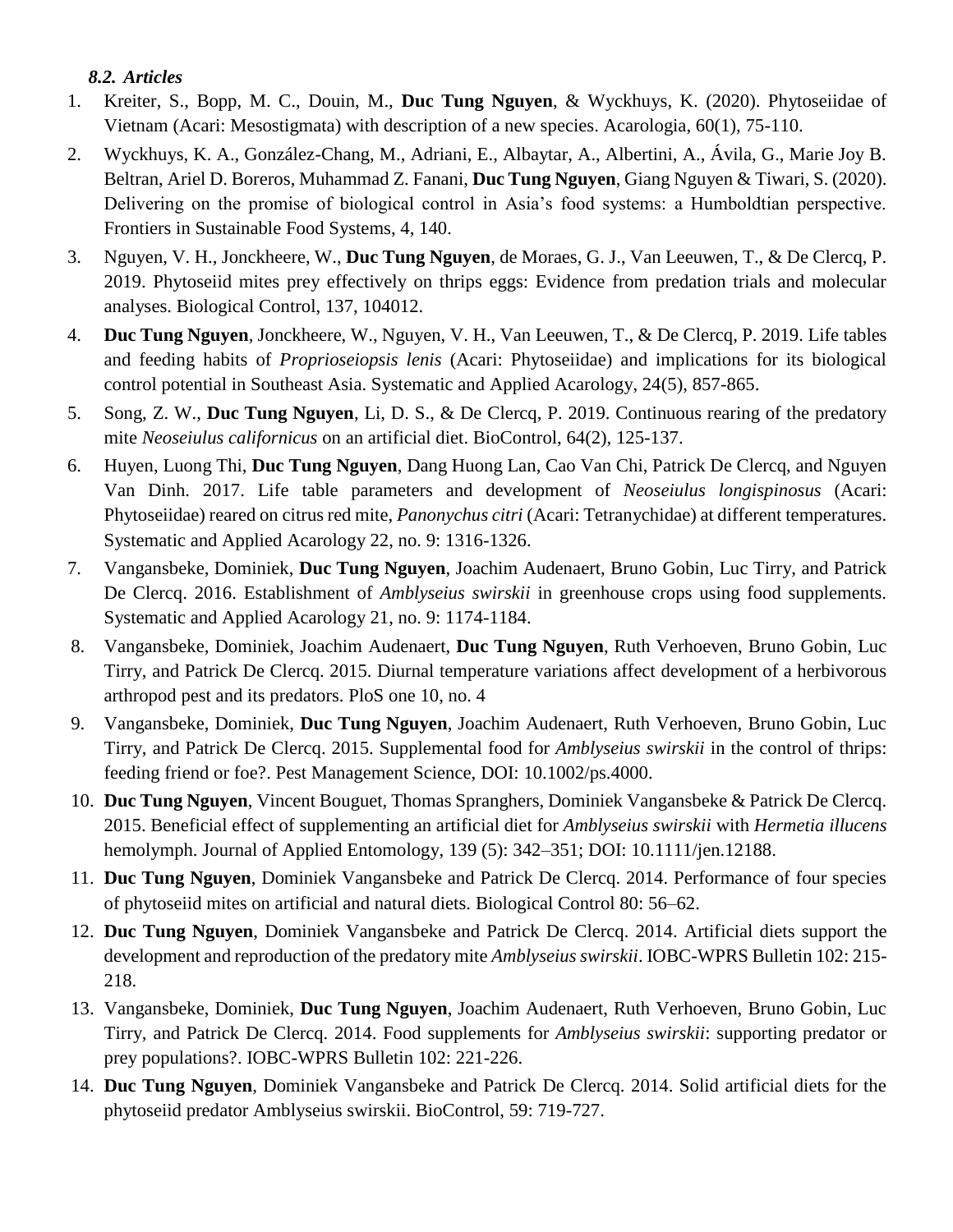### *8.2. Articles*

1. Kreiter, S., Bopp, M. C., Douin, M., **Duc Tung Nguyen**, & Wyckhuys, K. (2020). Phytoseiidae of Vietnam (Acari: Mesostigmata) with description of a new species. Acarologia, 60(1), 75-110.
2. Wyckhuys, K. A., González-Chang, M., Adriani, E., Albaytar, A., Albertini, A., Ávila, G., Marie Joy B. Beltran, Ariel D. Boreros, Muhammad Z. Fanani, **Duc Tung Nguyen**, Giang Nguyen & Tiwari, S. (2020). Delivering on the promise of biological control in Asia's food systems: a Humboldtian perspective. Frontiers in Sustainable Food Systems, 4, 140.
3. Nguyen, V. H., Jonckheere, W., **Duc Tung Nguyen**, de Moraes, G. J., Van Leeuwen, T., & De Clercq, P. 2019. Phytoseiid mites prey effectively on thrips eggs: Evidence from predation trials and molecular analyses. Biological Control, 137, 104012.
4. **Duc Tung Nguyen**, Jonckheere, W., Nguyen, V. H., Van Leeuwen, T., & De Clercq, P. 2019. Life tables and feeding habits of *Proprioseiopsis lenis* (Acari: Phytoseiidae) and implications for its biological control potential in Southeast Asia. Systematic and Applied Acarology, 24(5), 857-865.
5. Song, Z. W., **Duc Tung Nguyen**, Li, D. S., & De Clercq, P. 2019. Continuous rearing of the predatory mite *Neoseiulus californicus* on an artificial diet. BioControl, 64(2), 125-137.
6. Huyen, Luong Thi, **Duc Tung Nguyen**, Dang Huong Lan, Cao Van Chi, Patrick De Clercq, and Nguyen Van Dinh. 2017. Life table parameters and development of *Neoseiulus longispinosus* (Acari: Phytoseiidae) reared on citrus red mite, *Panonychus citri* (Acari: Tetranychidae) at different temperatures. Systematic and Applied Acarology 22, no. 9: 1316-1326.
7. Vangansbeke, Dominiek, **Duc Tung Nguyen**, Joachim Audenaert, Bruno Gobin, Luc Tirry, and Patrick De Clercq. 2016. Establishment of *Amblyseius swirskii* in greenhouse crops using food supplements. Systematic and Applied Acarology 21, no. 9: 1174-1184.
8. Vangansbeke, Dominiek, Joachim Audenaert, **Duc Tung Nguyen**, Ruth Verhoeven, Bruno Gobin, Luc Tirry, and Patrick De Clercq. 2015. Diurnal temperature variations affect development of a herbivorous arthropod pest and its predators. PloS one 10, no. 4
9. Vangansbeke, Dominiek, **Duc Tung Nguyen**, Joachim Audenaert, Ruth Verhoeven, Bruno Gobin, Luc Tirry, and Patrick De Clercq. 2015. Supplemental food for *Amblyseius swirskii* in the control of thrips: feeding friend or foe?. Pest Management Science, DOI: 10.1002/ps.4000.
10. **Duc Tung Nguyen**, Vincent Bouguet, Thomas Spranghers, Dominiek Vangansbeke & Patrick De Clercq. 2015. Beneficial effect of supplementing an artificial diet for *Amblyseius swirskii* with *Hermetia illucens* hemolymph. Journal of Applied Entomology, 139 (5): 342–351; DOI: 10.1111/jen.12188.
11. **Duc Tung Nguyen**, Dominiek Vangansbeke and Patrick De Clercq. 2014. Performance of four species of phytoseiid mites on artificial and natural diets. Biological Control 80: 56–62.
12. **Duc Tung Nguyen**, Dominiek Vangansbeke and Patrick De Clercq. 2014. Artificial diets support the development and reproduction of the predatory mite *Amblyseius swirskii*. IOBC-WPRS Bulletin 102: 215-218.
13. Vangansbeke, Dominiek, **Duc Tung Nguyen**, Joachim Audenaert, Ruth Verhoeven, Bruno Gobin, Luc Tirry, and Patrick De Clercq. 2014. Food supplements for *Amblyseius swirskii*: supporting predator or prey populations?. IOBC-WPRS Bulletin 102: 221-226.
14. **Duc Tung Nguyen**, Dominiek Vangansbeke and Patrick De Clercq. 2014. Solid artificial diets for the phytoseiid predator Amblyseius swirskii. BioControl, 59: 719-727.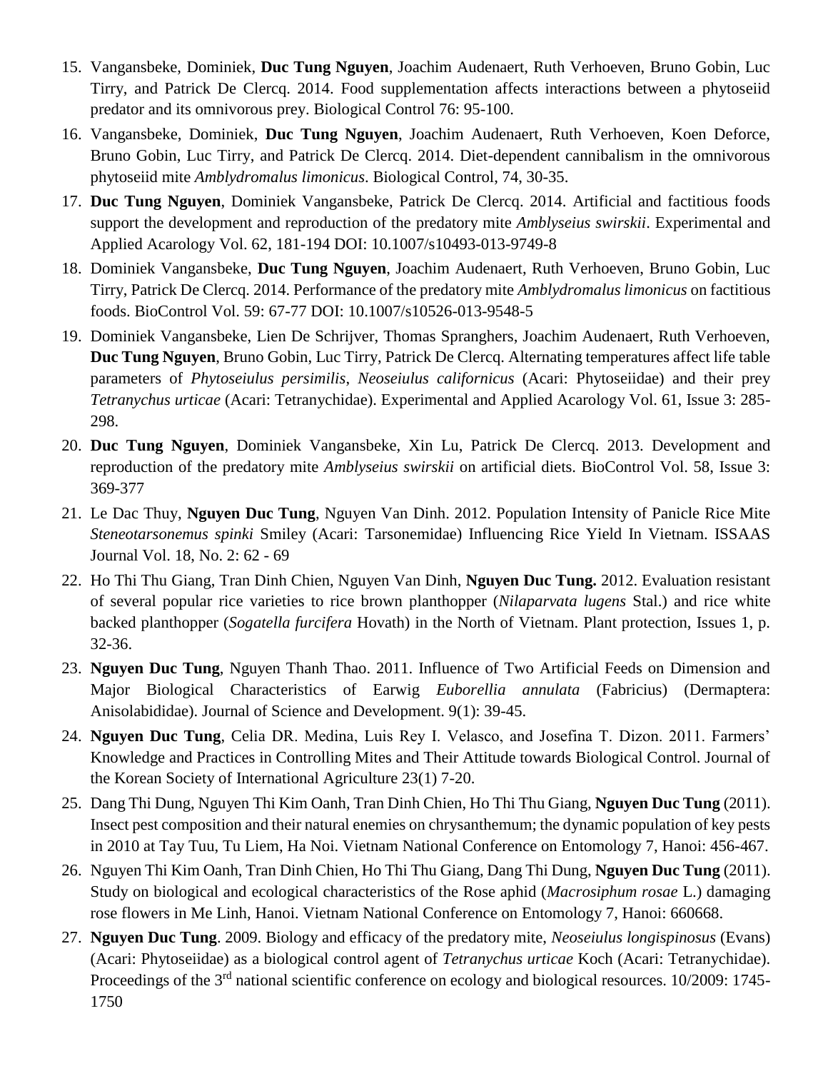15. Vangansbeke, Dominiek, **Duc Tung Nguyen**, Joachim Audenaert, Ruth Verhoeven, Bruno Gobin, Luc Tirry, and Patrick De Clercq. 2014. Food supplementation affects interactions between a phytoseiid predator and its omnivorous prey. Biological Control 76: 95-100.
16. Vangansbeke, Dominiek, **Duc Tung Nguyen**, Joachim Audenaert, Ruth Verhoeven, Koen Deforce, Bruno Gobin, Luc Tirry, and Patrick De Clercq. 2014. Diet-dependent cannibalism in the omnivorous phytoseiid mite *Amblydromalus limonicus*. Biological Control, 74, 30-35.
17. **Duc Tung Nguyen**, Dominiek Vangansbeke, Patrick De Clercq. 2014. Artificial and factitious foods support the development and reproduction of the predatory mite *Amblyseius swirskii*. Experimental and Applied Acarology Vol. 62, 181-194 DOI: 10.1007/s10493-013-9749-8
18. Dominiek Vangansbeke, **Duc Tung Nguyen**, Joachim Audenaert, Ruth Verhoeven, Bruno Gobin, Luc Tirry, Patrick De Clercq. 2014. Performance of the predatory mite *Amblydromalus limonicus* on factitious foods. BioControl Vol. 59: 67-77 DOI: 10.1007/s10526-013-9548-5
19. Dominiek Vangansbeke, Lien De Schrijver, Thomas Spranghers, Joachim Audenaert, Ruth Verhoeven, **Duc Tung Nguyen**, Bruno Gobin, Luc Tirry, Patrick De Clercq. Alternating temperatures affect life table parameters of *Phytoseiulus persimilis*, *Neoseiulus californicus* (Acari: Phytoseiidae) and their prey *Tetranychus urticae* (Acari: Tetranychidae). Experimental and Applied Acarology Vol. 61, Issue 3: 285-298.
20. **Duc Tung Nguyen**, Dominiek Vangansbeke, Xin Lu, Patrick De Clercq. 2013. Development and reproduction of the predatory mite *Amblyseius swirskii* on artificial diets. BioControl Vol. 58, Issue 3: 369-377
21. Le Dac Thuy, **Nguyen Duc Tung**, Nguyen Van Dinh. 2012. Population Intensity of Panicle Rice Mite *Steneotarsonemus spinki* Smiley (Acari: Tarsonemidae) Influencing Rice Yield In Vietnam. ISSAAS Journal Vol. 18, No. 2: 62 - 69
22. Ho Thi Thu Giang, Tran Dinh Chien, Nguyen Van Dinh, **Nguyen Duc Tung.** 2012. Evaluation resistant of several popular rice varieties to rice brown planthopper (*Nilaparvata lugens* Stal.) and rice white backed planthopper (*Sogatella furcifera* Hovath) in the North of Vietnam. Plant protection, Issues 1, p. 32-36.
23. **Nguyen Duc Tung**, Nguyen Thanh Thao. 2011. Influence of Two Artificial Feeds on Dimension and Major Biological Characteristics of Earwig *Euborellia annulata* (Fabricius) (Dermaptera: Anisolabididae). Journal of Science and Development. 9(1): 39-45.
24. **Nguyen Duc Tung**, Celia DR. Medina, Luis Rey I. Velasco, and Josefina T. Dizon. 2011. Farmers' Knowledge and Practices in Controlling Mites and Their Attitude towards Biological Control. Journal of the Korean Society of International Agriculture 23(1) 7-20.
25. Dang Thi Dung, Nguyen Thi Kim Oanh, Tran Dinh Chien, Ho Thi Thu Giang, **Nguyen Duc Tung** (2011). Insect pest composition and their natural enemies on chrysanthemum; the dynamic population of key pests in 2010 at Tay Tuu, Tu Liem, Ha Noi. Vietnam National Conference on Entomology 7, Hanoi: 456-467.
26. Nguyen Thi Kim Oanh, Tran Dinh Chien, Ho Thi Thu Giang, Dang Thi Dung, **Nguyen Duc Tung** (2011). Study on biological and ecological characteristics of the Rose aphid (*Macrosiphum rosae* L.) damaging rose flowers in Me Linh, Hanoi. Vietnam National Conference on Entomology 7, Hanoi: 660668.
27. **Nguyen Duc Tung**. 2009. Biology and efficacy of the predatory mite, *Neoseiulus longispinosus* (Evans) (Acari: Phytoseiidae) as a biological control agent of *Tetranychus urticae* Koch (Acari: Tetranychidae). Proceedings of the 3rd national scientific conference on ecology and biological resources. 10/2009: 1745-1750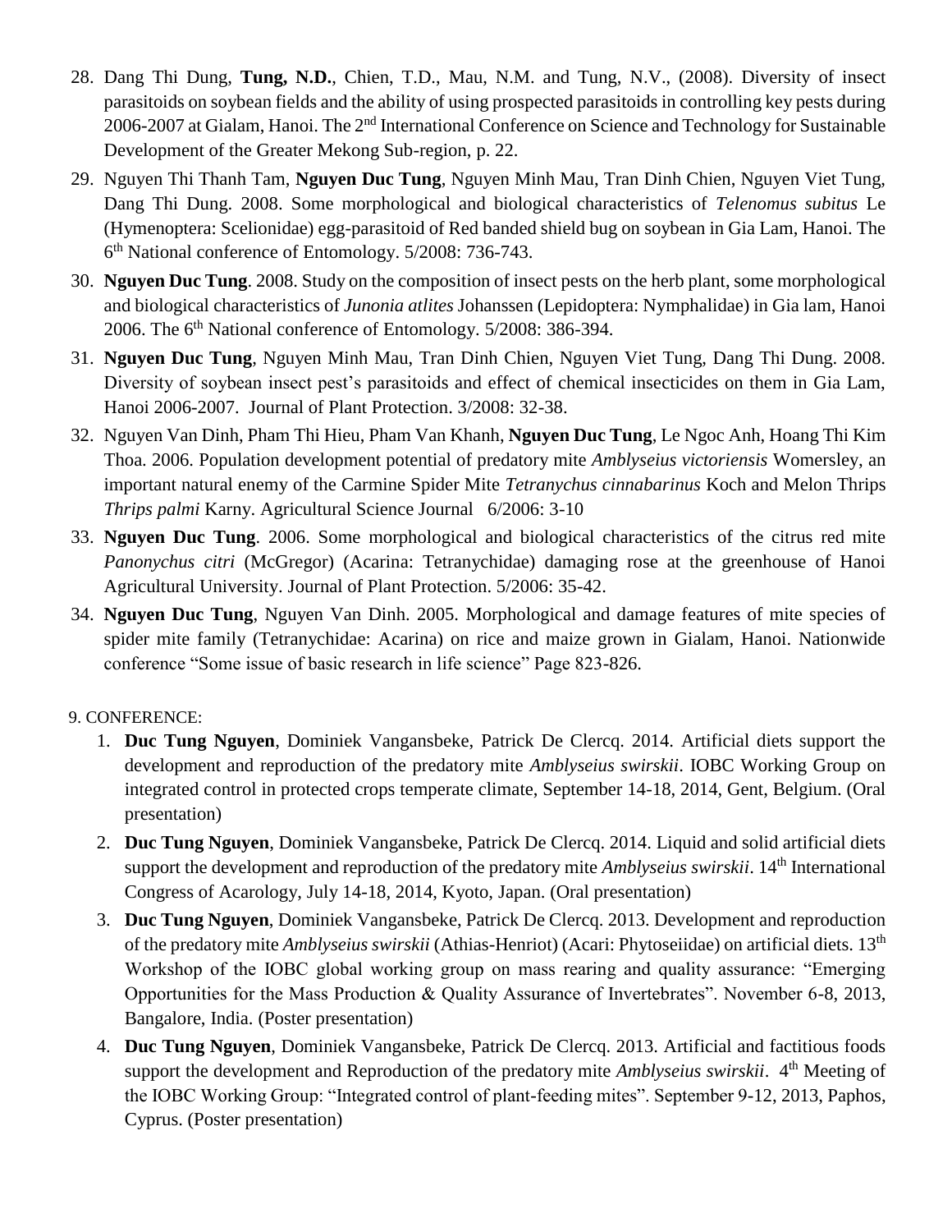28. Dang Thi Dung, **Tung, N.D.**, Chien, T.D., Mau, N.M. and Tung, N.V., (2008). Diversity of insect parasitoids on soybean fields and the ability of using prospected parasitoids in controlling key pests during 2006-2007 at Gialam, Hanoi. The 2nd International Conference on Science and Technology for Sustainable Development of the Greater Mekong Sub-region, p. 22.
29. Nguyen Thi Thanh Tam, **Nguyen Duc Tung**, Nguyen Minh Mau, Tran Dinh Chien, Nguyen Viet Tung, Dang Thi Dung. 2008. Some morphological and biological characteristics of *Telenomus subitus* Le (Hymenoptera: Scelionidae) egg-parasitoid of Red banded shield bug on soybean in Gia Lam, Hanoi. The 6th National conference of Entomology. 5/2008: 736-743.
30. **Nguyen Duc Tung**. 2008. Study on the composition of insect pests on the herb plant, some morphological and biological characteristics of *Junonia atlites* Johanssen (Lepidoptera: Nymphalidae) in Gia lam, Hanoi 2006. The 6th National conference of Entomology. 5/2008: 386-394.
31. **Nguyen Duc Tung**, Nguyen Minh Mau, Tran Dinh Chien, Nguyen Viet Tung, Dang Thi Dung. 2008. Diversity of soybean insect pest's parasitoids and effect of chemical insecticides on them in Gia Lam, Hanoi 2006-2007. Journal of Plant Protection. 3/2008: 32-38.
32. Nguyen Van Dinh, Pham Thi Hieu, Pham Van Khanh, **Nguyen Duc Tung**, Le Ngoc Anh, Hoang Thi Kim Thoa. 2006. Population development potential of predatory mite *Amblyseius victoriensis* Womersley, an important natural enemy of the Carmine Spider Mite *Tetranychus cinnabarinus* Koch and Melon Thrips *Thrips palmi* Karny. Agricultural Science Journal 6/2006: 3-10
33. **Nguyen Duc Tung**. 2006. Some morphological and biological characteristics of the citrus red mite *Panonychus citri* (McGregor) (Acarina: Tetranychidae) damaging rose at the greenhouse of Hanoi Agricultural University. Journal of Plant Protection. 5/2006: 35-42.
34. **Nguyen Duc Tung**, Nguyen Van Dinh. 2005. Morphological and damage features of mite species of spider mite family (Tetranychidae: Acarina) on rice and maize grown in Gialam, Hanoi. Nationwide conference "Some issue of basic research in life science" Page 823-826.

9. CONFERENCE:

1. **Duc Tung Nguyen**, Dominiek Vangansbeke, Patrick De Clercq. 2014. Artificial diets support the development and reproduction of the predatory mite *Amblyseius swirskii*. IOBC Working Group on integrated control in protected crops temperate climate, September 14-18, 2014, Gent, Belgium. (Oral presentation)
2. **Duc Tung Nguyen**, Dominiek Vangansbeke, Patrick De Clercq. 2014. Liquid and solid artificial diets support the development and reproduction of the predatory mite *Amblyseius swirskii*. 14th International Congress of Acarology, July 14-18, 2014, Kyoto, Japan. (Oral presentation)
3. **Duc Tung Nguyen**, Dominiek Vangansbeke, Patrick De Clercq. 2013. Development and reproduction of the predatory mite *Amblyseius swirskii* (Athias-Henriot) (Acari: Phytoseiidae) on artificial diets. 13th Workshop of the IOBC global working group on mass rearing and quality assurance: "Emerging Opportunities for the Mass Production & Quality Assurance of Invertebrates". November 6-8, 2013, Bangalore, India. (Poster presentation)
4. **Duc Tung Nguyen**, Dominiek Vangansbeke, Patrick De Clercq. 2013. Artificial and factitious foods support the development and Reproduction of the predatory mite *Amblyseius swirskii*. 4th Meeting of the IOBC Working Group: "Integrated control of plant-feeding mites". September 9-12, 2013, Paphos, Cyprus. (Poster presentation)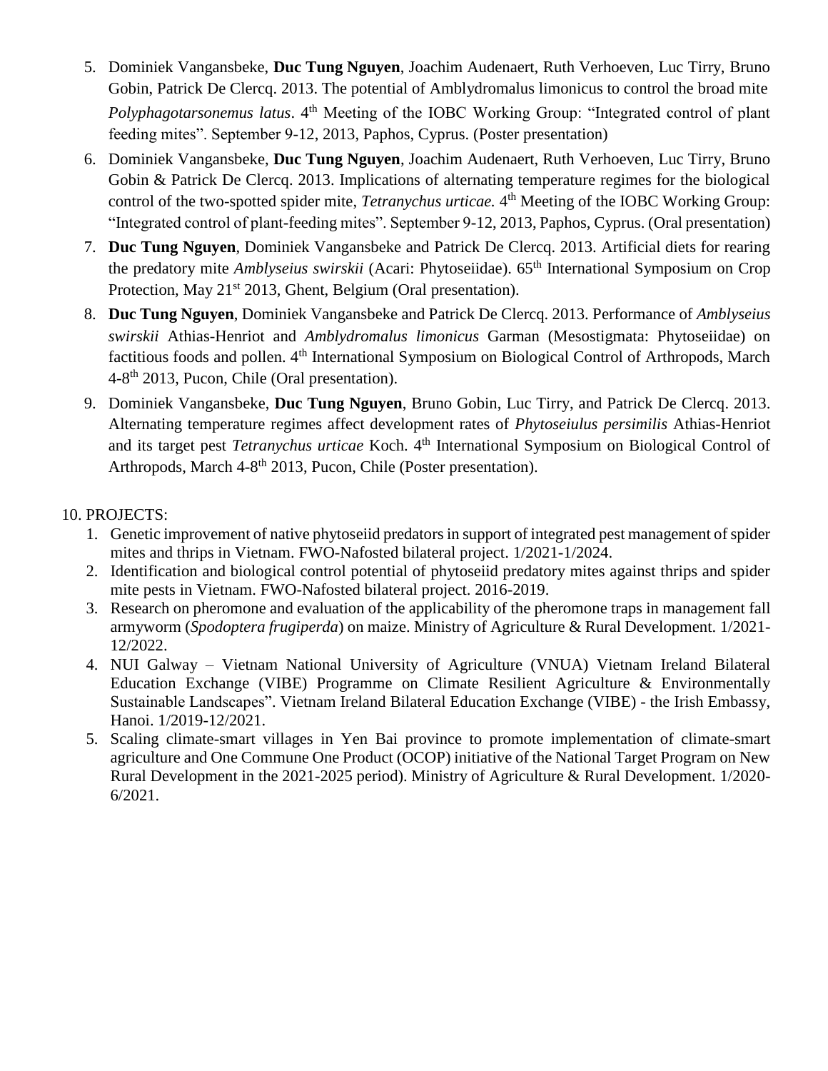5. Dominiek Vangansbeke, **Duc Tung Nguyen**, Joachim Audenaert, Ruth Verhoeven, Luc Tirry, Bruno Gobin, Patrick De Clercq. 2013. The potential of Amblydromalus limonicus to control the broad mite *Polyphagotarsonemus latus*. 4th Meeting of the IOBC Working Group: "Integrated control of plant feeding mites". September 9-12, 2013, Paphos, Cyprus. (Poster presentation)
6. Dominiek Vangansbeke, **Duc Tung Nguyen**, Joachim Audenaert, Ruth Verhoeven, Luc Tirry, Bruno Gobin & Patrick De Clercq. 2013. Implications of alternating temperature regimes for the biological control of the two-spotted spider mite, *Tetranychus urticae.* 4th Meeting of the IOBC Working Group: "Integrated control of plant-feeding mites". September 9-12, 2013, Paphos, Cyprus. (Oral presentation)
7. **Duc Tung Nguyen**, Dominiek Vangansbeke and Patrick De Clercq. 2013. Artificial diets for rearing the predatory mite *Amblyseius swirskii* (Acari: Phytoseiidae). 65th International Symposium on Crop Protection, May 21st 2013, Ghent, Belgium (Oral presentation).
8. **Duc Tung Nguyen**, Dominiek Vangansbeke and Patrick De Clercq. 2013. Performance of *Amblyseius swirskii* Athias-Henriot and *Amblydromalus limonicus* Garman (Mesostigmata: Phytoseiidae) on factitious foods and pollen. 4th International Symposium on Biological Control of Arthropods, March 4-8th 2013, Pucon, Chile (Oral presentation).
9. Dominiek Vangansbeke, **Duc Tung Nguyen**, Bruno Gobin, Luc Tirry, and Patrick De Clercq. 2013. Alternating temperature regimes affect development rates of *Phytoseiulus persimilis* Athias-Henriot and its target pest *Tetranychus urticae* Koch. 4th International Symposium on Biological Control of Arthropods, March 4-8th 2013, Pucon, Chile (Poster presentation).

10. PROJECTS:

1. Genetic improvement of native phytoseiid predators in support of integrated pest management of spider mites and thrips in Vietnam. FWO-Nafosted bilateral project. 1/2021-1/2024.
2. Identification and biological control potential of phytoseiid predatory mites against thrips and spider mite pests in Vietnam. FWO-Nafosted bilateral project. 2016-2019.
3. Research on pheromone and evaluation of the applicability of the pheromone traps in management fall armyworm (*Spodoptera frugiperda*) on maize. Ministry of Agriculture & Rural Development. 1/2021-12/2022.
4. NUI Galway – Vietnam National University of Agriculture (VNUA) Vietnam Ireland Bilateral Education Exchange (VIBE) Programme on Climate Resilient Agriculture & Environmentally Sustainable Landscapes". Vietnam Ireland Bilateral Education Exchange (VIBE) - the Irish Embassy, Hanoi. 1/2019-12/2021.
5. Scaling climate-smart villages in Yen Bai province to promote implementation of climate-smart agriculture and One Commune One Product (OCOP) initiative of the National Target Program on New Rural Development in the 2021-2025 period). Ministry of Agriculture & Rural Development. 1/2020-6/2021.